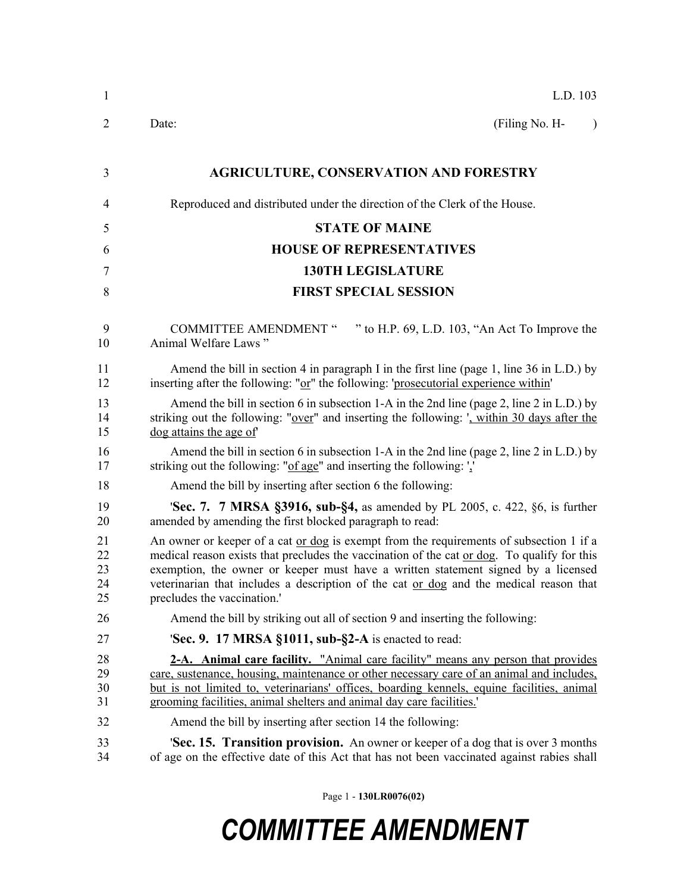L.D. 103

Date: (Filing No. H- )

**AGRICULTURE, CONSERVATION AND FORESTRY**

Reproduced and distributed under the direction of the Clerk of the House.

**STATE OF MAINE**

**HOUSE OF REPRESENTATIVES**

**130TH LEGISLATURE**

**FIRST SPECIAL SESSION**

COMMITTEE AMENDMENT " " to H.P. 69, L.D. 103, "An Act To Improve the Animal Welfare Laws "

Amend the bill in section 4 in paragraph I in the first line (page 1, line 36 in L.D.) by inserting after the following: "or" the following: 'prosecutorial experience within'

Amend the bill in section 6 in subsection 1-A in the 2nd line (page 2, line 2 in L.D.) by striking out the following: "over" and inserting the following: ', within 30 days after the dog attains the age of'

Amend the bill in section 6 in subsection 1-A in the 2nd line (page 2, line 2 in L.D.) by striking out the following: "of age" and inserting the following: ','

Amend the bill by inserting after section 6 the following:

'**Sec. 7. 7 MRSA §3916, sub-§4,** as amended by PL 2005, c. 422, §6, is further amended by amending the first blocked paragraph to read:

An owner or keeper of a cat or dog is exempt from the requirements of subsection 1 if a medical reason exists that precludes the vaccination of the cat or dog. To qualify for this exemption, the owner or keeper must have a written statement signed by a licensed veterinarian that includes a description of the cat or dog and the medical reason that precludes the vaccination.'

Amend the bill by striking out all of section 9 and inserting the following:

'**Sec. 9. 17 MRSA §1011, sub-§2-A** is enacted to read:

**2-A. Animal care facility.** "Animal care facility" means any person that provides care, sustenance, housing, maintenance or other necessary care of an animal and includes, but is not limited to, veterinarians' offices, boarding kennels, equine facilities, animal grooming facilities, animal shelters and animal day care facilities.'

Amend the bill by inserting after section 14 the following:

'**Sec. 15. Transition provision.** An owner or keeper of a dog that is over 3 months of age on the effective date of this Act that has not been vaccinated against rabies shall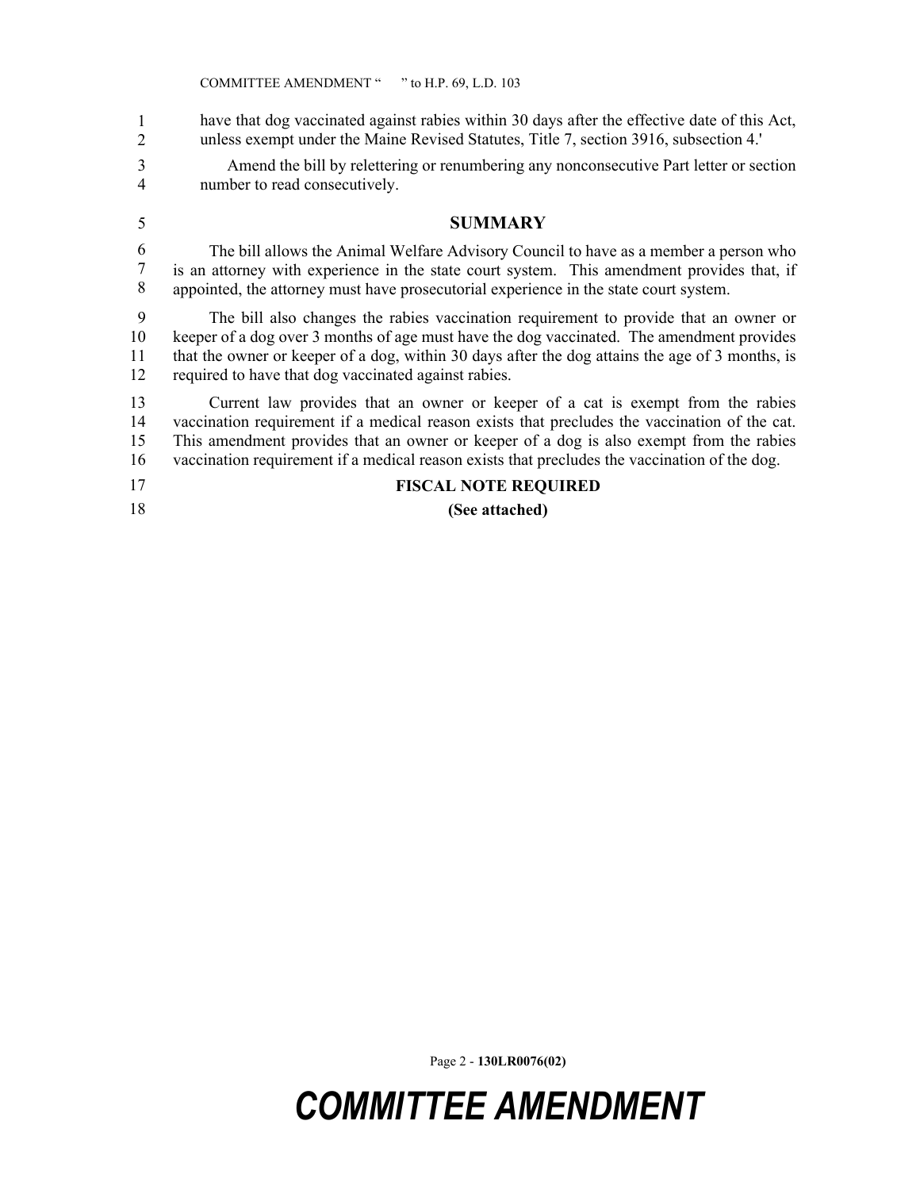have that dog vaccinated against rabies within 30 days after the effective date of this Act, unless exempt under the Maine Revised Statutes, Title 7, section 3916, subsection 4.'

Amend the bill by relettering or renumbering any nonconsecutive Part letter or section number to read consecutively.

## SUMMARY

The bill allows the Animal Welfare Advisory Council to have as a member a person who is an attorney with experience in the state court system. This amendment provides that, if appointed, the attorney must have prosecutorial experience in the state court system.

The bill also changes the rabies vaccination requirement to provide that an owner or keeper of a dog over 3 months of age must have the dog vaccinated. The amendment provides that the owner or keeper of a dog, within 30 days after the dog attains the age of 3 months, is required to have that dog vaccinated against rabies.

Current law provides that an owner or keeper of a cat is exempt from the rabies vaccination requirement if a medical reason exists that precludes the vaccination of the cat. This amendment provides that an owner or keeper of a dog is also exempt from the rabies vaccination requirement if a medical reason exists that precludes the vaccination of the dog.

**FISCAL NOTE REQUIRED**

**(See attached)**